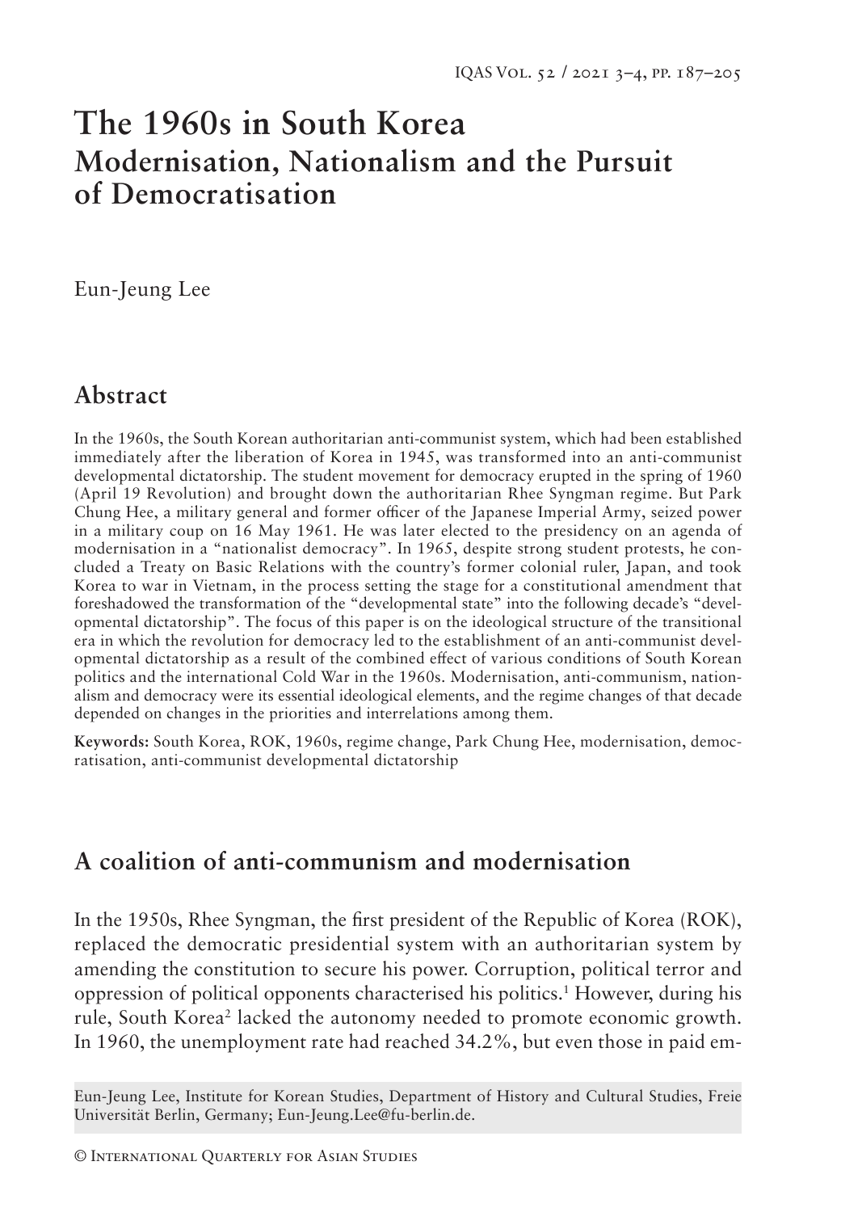# The 1960s in South Korea
## Modernisation, Nationalism and the Pursuit of Democratisation

Eun-Jeung Lee

## Abstract

In the 1960s, the South Korean authoritarian anti-communist system, which had been established immediately after the liberation of Korea in 1945, was transformed into an anti-communist developmental dictatorship. The student movement for democracy erupted in the spring of 1960 (April 19 Revolution) and brought down the authoritarian Rhee Syngman regime. But Park Chung Hee, a military general and former officer of the Japanese Imperial Army, seized power in a military coup on 16 May 1961. He was later elected to the presidency on an agenda of modernisation in a "nationalist democracy". In 1965, despite strong student protests, he concluded a Treaty on Basic Relations with the country's former colonial ruler, Japan, and took Korea to war in Vietnam, in the process setting the stage for a constitutional amendment that foreshadowed the transformation of the "developmental state" into the following decade's "developmental dictatorship". The focus of this paper is on the ideological structure of the transitional era in which the revolution for democracy led to the establishment of an anti-communist developmental dictatorship as a result of the combined effect of various conditions of South Korean politics and the international Cold War in the 1960s. Modernisation, anti-communism, nationalism and democracy were its essential ideological elements, and the regime changes of that decade depended on changes in the priorities and interrelations among them.

**Keywords:** South Korea, ROK, 1960s, regime change, Park Chung Hee, modernisation, democratisation, anti-communist developmental dictatorship

## A coalition of anti-communism and modernisation

In the 1950s, Rhee Syngman, the first president of the Republic of Korea (ROK), replaced the democratic presidential system with an authoritarian system by amending the constitution to secure his power. Corruption, political terror and oppression of political opponents characterised his politics.[1] However, during his rule, South Korea[2] lacked the autonomy needed to promote economic growth. In 1960, the unemployment rate had reached 34.2%, but even those in paid em-

Eun-Jeung Lee, Institute for Korean Studies, Department of History and Cultural Studies, Freie Universität Berlin, Germany; Eun-Jeung.Lee@fu-berlin.de.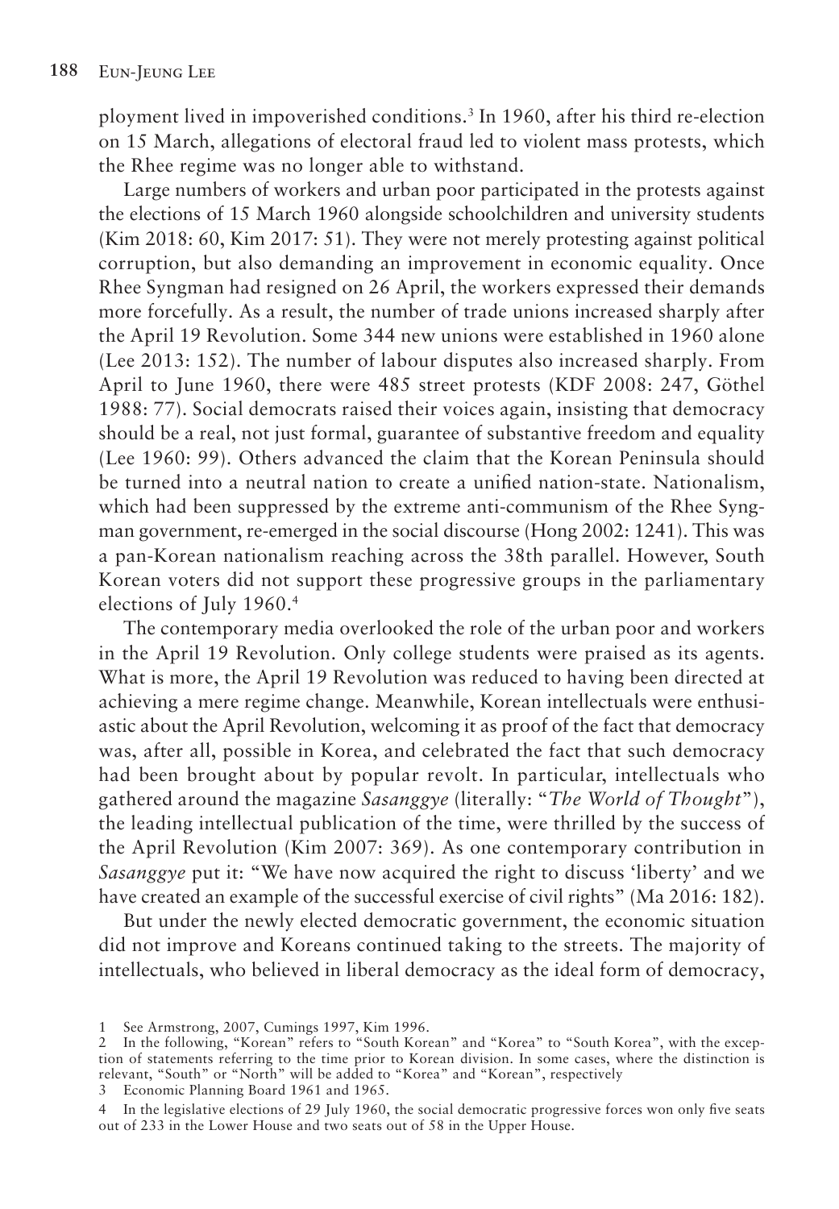ployment lived in impoverished conditions.[3] In 1960, after his third re-election on 15 March, allegations of electoral fraud led to violent mass protests, which the Rhee regime was no longer able to withstand.

Large numbers of workers and urban poor participated in the protests against the elections of 15 March 1960 alongside schoolchildren and university students (Kim 2018: 60, Kim 2017: 51). They were not merely protesting against political corruption, but also demanding an improvement in economic equality. Once Rhee Syngman had resigned on 26 April, the workers expressed their demands more forcefully. As a result, the number of trade unions increased sharply after the April 19 Revolution. Some 344 new unions were established in 1960 alone (Lee 2013: 152). The number of labour disputes also increased sharply. From April to June 1960, there were 485 street protests (KDF 2008: 247, Göthel 1988: 77). Social democrats raised their voices again, insisting that democracy should be a real, not just formal, guarantee of substantive freedom and equality (Lee 1960: 99). Others advanced the claim that the Korean Peninsula should be turned into a neutral nation to create a unified nation-state. Nationalism, which had been suppressed by the extreme anti-communism of the Rhee Syngman government, re-emerged in the social discourse (Hong 2002: 1241). This was a pan-Korean nationalism reaching across the 38th parallel. However, South Korean voters did not support these progressive groups in the parliamentary elections of July 1960.[4]

The contemporary media overlooked the role of the urban poor and workers in the April 19 Revolution. Only college students were praised as its agents. What is more, the April 19 Revolution was reduced to having been directed at achieving a mere regime change. Meanwhile, Korean intellectuals were enthusiastic about the April Revolution, welcoming it as proof of the fact that democracy was, after all, possible in Korea, and celebrated the fact that such democracy had been brought about by popular revolt. In particular, intellectuals who gathered around the magazine *Sasanggye* (literally: "*The World of Thought*"), the leading intellectual publication of the time, were thrilled by the success of the April Revolution (Kim 2007: 369). As one contemporary contribution in *Sasanggye* put it: "We have now acquired the right to discuss 'liberty' and we have created an example of the successful exercise of civil rights" (Ma 2016: 182).

But under the newly elected democratic government, the economic situation did not improve and Koreans continued taking to the streets. The majority of intellectuals, who believed in liberal democracy as the ideal form of democracy,

1 See Armstrong, 2007, Cumings 1997, Kim 1996.

2 In the following, "Korean" refers to "South Korean" and "Korea" to "South Korea", with the exception of statements referring to the time prior to Korean division. In some cases, where the distinction is relevant, "South" or "North" will be added to "Korea" and "Korean", respectively

3 Economic Planning Board 1961 and 1965.

4 In the legislative elections of 29 July 1960, the social democratic progressive forces won only five seats out of 233 in the Lower House and two seats out of 58 in the Upper House.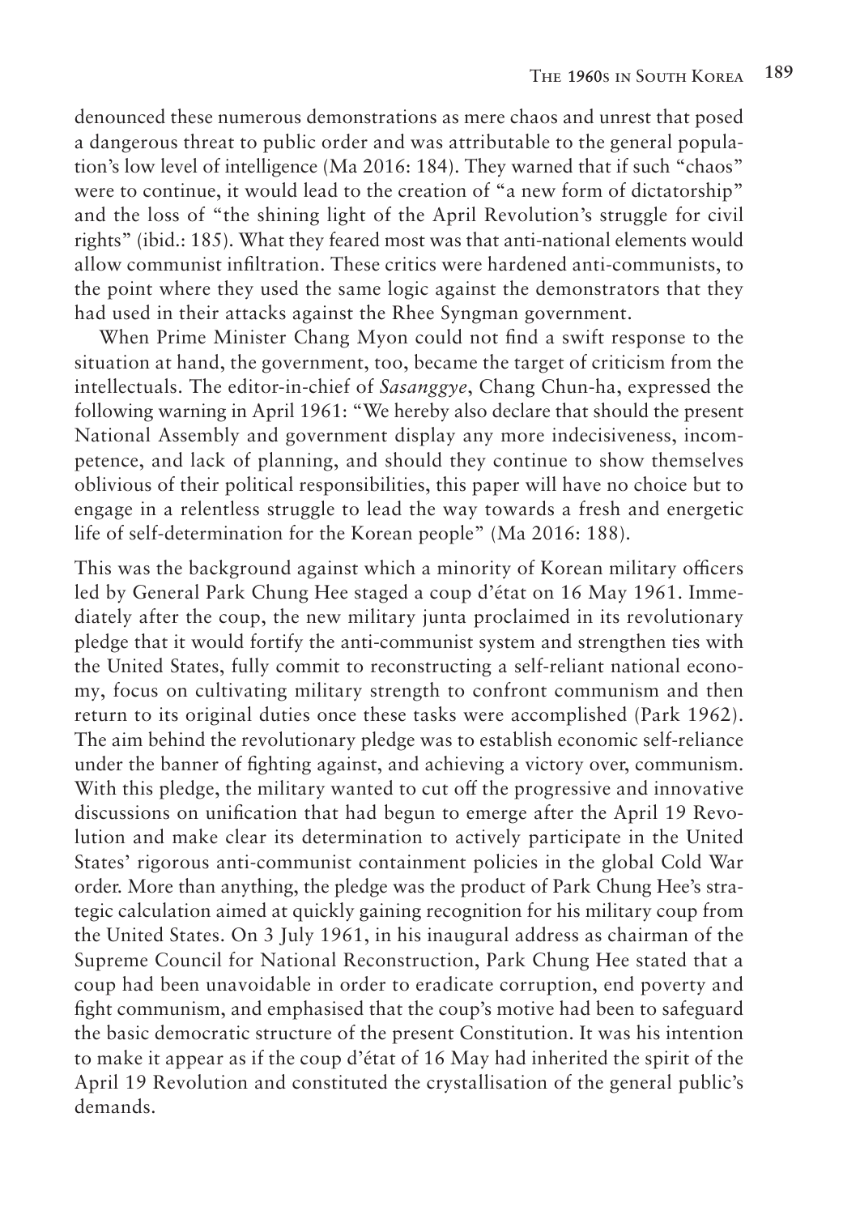denounced these numerous demonstrations as mere chaos and unrest that posed a dangerous threat to public order and was attributable to the general population's low level of intelligence (Ma 2016: 184). They warned that if such "chaos" were to continue, it would lead to the creation of "a new form of dictatorship" and the loss of "the shining light of the April Revolution's struggle for civil rights" (ibid.: 185). What they feared most was that anti-national elements would allow communist infiltration. These critics were hardened anti-communists, to the point where they used the same logic against the demonstrators that they had used in their attacks against the Rhee Syngman government.

When Prime Minister Chang Myon could not find a swift response to the situation at hand, the government, too, became the target of criticism from the intellectuals. The editor-in-chief of *Sasanggye*, Chang Chun-ha, expressed the following warning in April 1961: "We hereby also declare that should the present National Assembly and government display any more indecisiveness, incompetence, and lack of planning, and should they continue to show themselves oblivious of their political responsibilities, this paper will have no choice but to engage in a relentless struggle to lead the way towards a fresh and energetic life of self-determination for the Korean people" (Ma 2016: 188).

This was the background against which a minority of Korean military officers led by General Park Chung Hee staged a coup d'état on 16 May 1961. Immediately after the coup, the new military junta proclaimed in its revolutionary pledge that it would fortify the anti-communist system and strengthen ties with the United States, fully commit to reconstructing a self-reliant national economy, focus on cultivating military strength to confront communism and then return to its original duties once these tasks were accomplished (Park 1962). The aim behind the revolutionary pledge was to establish economic self-reliance under the banner of fighting against, and achieving a victory over, communism. With this pledge, the military wanted to cut off the progressive and innovative discussions on unification that had begun to emerge after the April 19 Revolution and make clear its determination to actively participate in the United States' rigorous anti-communist containment policies in the global Cold War order. More than anything, the pledge was the product of Park Chung Hee's strategic calculation aimed at quickly gaining recognition for his military coup from the United States. On 3 July 1961, in his inaugural address as chairman of the Supreme Council for National Reconstruction, Park Chung Hee stated that a coup had been unavoidable in order to eradicate corruption, end poverty and fight communism, and emphasised that the coup's motive had been to safeguard the basic democratic structure of the present Constitution. It was his intention to make it appear as if the coup d'état of 16 May had inherited the spirit of the April 19 Revolution and constituted the crystallisation of the general public's demands.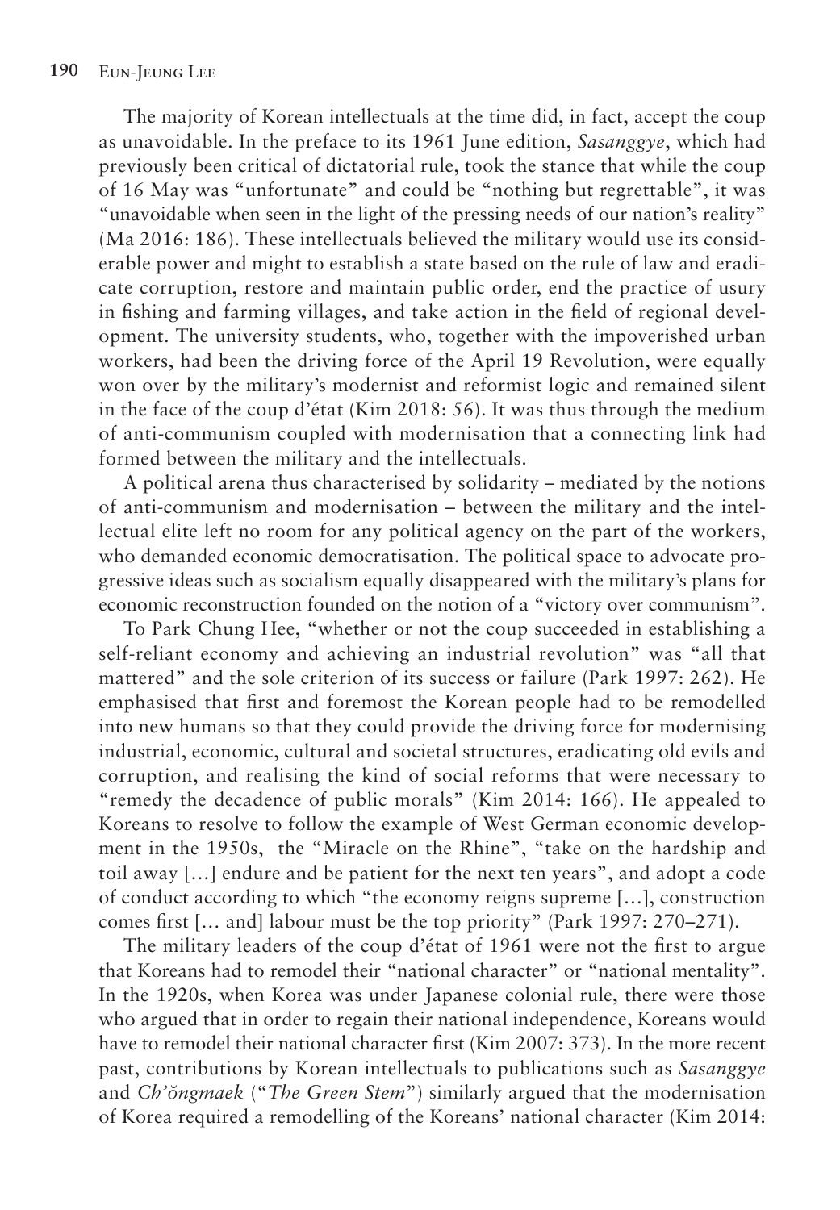The majority of Korean intellectuals at the time did, in fact, accept the coup as unavoidable. In the preface to its 1961 June edition, *Sasanggye*, which had previously been critical of dictatorial rule, took the stance that while the coup of 16 May was "unfortunate" and could be "nothing but regrettable", it was "unavoidable when seen in the light of the pressing needs of our nation's reality" (Ma 2016: 186). These intellectuals believed the military would use its considerable power and might to establish a state based on the rule of law and eradicate corruption, restore and maintain public order, end the practice of usury in fishing and farming villages, and take action in the field of regional development. The university students, who, together with the impoverished urban workers, had been the driving force of the April 19 Revolution, were equally won over by the military's modernist and reformist logic and remained silent in the face of the coup d'état (Kim 2018: 56). It was thus through the medium of anti-communism coupled with modernisation that a connecting link had formed between the military and the intellectuals.

A political arena thus characterised by solidarity – mediated by the notions of anti-communism and modernisation – between the military and the intellectual elite left no room for any political agency on the part of the workers, who demanded economic democratisation. The political space to advocate progressive ideas such as socialism equally disappeared with the military's plans for economic reconstruction founded on the notion of a "victory over communism".

To Park Chung Hee, "whether or not the coup succeeded in establishing a self-reliant economy and achieving an industrial revolution" was "all that mattered" and the sole criterion of its success or failure (Park 1997: 262). He emphasised that first and foremost the Korean people had to be remodelled into new humans so that they could provide the driving force for modernising industrial, economic, cultural and societal structures, eradicating old evils and corruption, and realising the kind of social reforms that were necessary to "remedy the decadence of public morals" (Kim 2014: 166). He appealed to Koreans to resolve to follow the example of West German economic development in the 1950s, the "Miracle on the Rhine", "take on the hardship and toil away […] endure and be patient for the next ten years", and adopt a code of conduct according to which "the economy reigns supreme […], construction comes first [… and] labour must be the top priority" (Park 1997: 270–271).

The military leaders of the coup d'état of 1961 were not the first to argue that Koreans had to remodel their "national character" or "national mentality". In the 1920s, when Korea was under Japanese colonial rule, there were those who argued that in order to regain their national independence, Koreans would have to remodel their national character first (Kim 2007: 373). In the more recent past, contributions by Korean intellectuals to publications such as *Sasanggye* and *Ch'ŏngmaek* ("*The Green Stem*") similarly argued that the modernisation of Korea required a remodelling of the Koreans' national character (Kim 2014: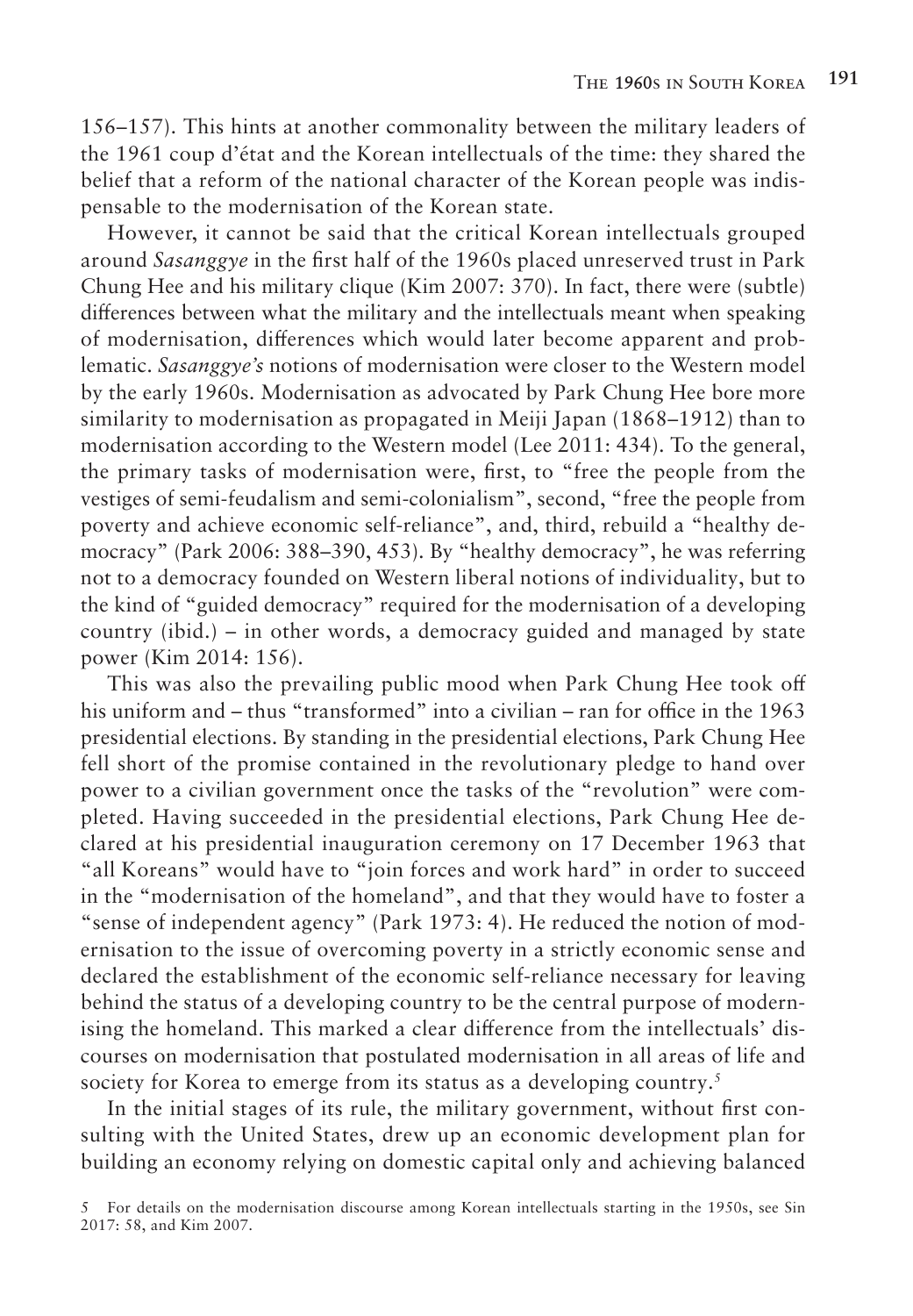156–157). This hints at another commonality between the military leaders of the 1961 coup d'état and the Korean intellectuals of the time: they shared the belief that a reform of the national character of the Korean people was indispensable to the modernisation of the Korean state.

However, it cannot be said that the critical Korean intellectuals grouped around *Sasanggye* in the first half of the 1960s placed unreserved trust in Park Chung Hee and his military clique (Kim 2007: 370). In fact, there were (subtle) differences between what the military and the intellectuals meant when speaking of modernisation, differences which would later become apparent and problematic. *Sasanggye's* notions of modernisation were closer to the Western model by the early 1960s. Modernisation as advocated by Park Chung Hee bore more similarity to modernisation as propagated in Meiji Japan (1868–1912) than to modernisation according to the Western model (Lee 2011: 434). To the general, the primary tasks of modernisation were, first, to "free the people from the vestiges of semi-feudalism and semi-colonialism", second, "free the people from poverty and achieve economic self-reliance", and, third, rebuild a "healthy democracy" (Park 2006: 388–390, 453). By "healthy democracy", he was referring not to a democracy founded on Western liberal notions of individuality, but to the kind of "guided democracy" required for the modernisation of a developing country (ibid.) – in other words, a democracy guided and managed by state power (Kim 2014: 156).

This was also the prevailing public mood when Park Chung Hee took off his uniform and – thus "transformed" into a civilian – ran for office in the 1963 presidential elections. By standing in the presidential elections, Park Chung Hee fell short of the promise contained in the revolutionary pledge to hand over power to a civilian government once the tasks of the "revolution" were completed. Having succeeded in the presidential elections, Park Chung Hee declared at his presidential inauguration ceremony on 17 December 1963 that "all Koreans" would have to "join forces and work hard" in order to succeed in the "modernisation of the homeland", and that they would have to foster a "sense of independent agency" (Park 1973: 4). He reduced the notion of modernisation to the issue of overcoming poverty in a strictly economic sense and declared the establishment of the economic self-reliance necessary for leaving behind the status of a developing country to be the central purpose of modernising the homeland. This marked a clear difference from the intellectuals' discourses on modernisation that postulated modernisation in all areas of life and society for Korea to emerge from its status as a developing country.[5]

In the initial stages of its rule, the military government, without first consulting with the United States, drew up an economic development plan for building an economy relying on domestic capital only and achieving balanced

5 For details on the modernisation discourse among Korean intellectuals starting in the 1950s, see Sin 2017: 58, and Kim 2007.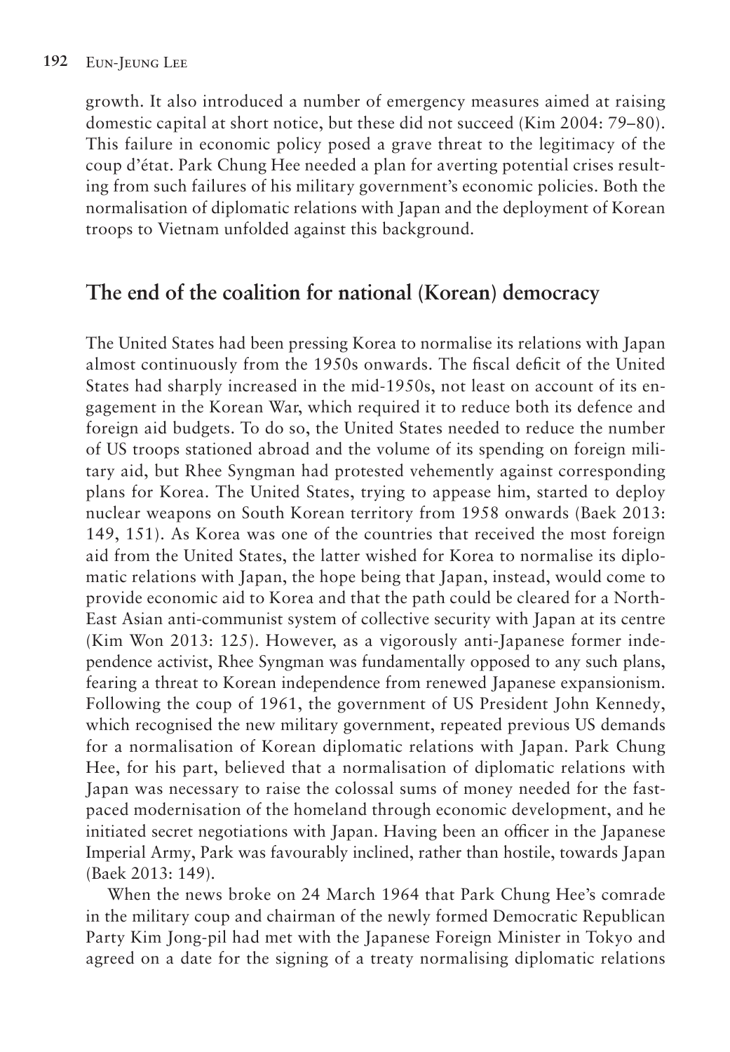growth. It also introduced a number of emergency measures aimed at raising domestic capital at short notice, but these did not succeed (Kim 2004: 79–80). This failure in economic policy posed a grave threat to the legitimacy of the coup d'état. Park Chung Hee needed a plan for averting potential crises resulting from such failures of his military government's economic policies. Both the normalisation of diplomatic relations with Japan and the deployment of Korean troops to Vietnam unfolded against this background.

## The end of the coalition for national (Korean) democracy

The United States had been pressing Korea to normalise its relations with Japan almost continuously from the 1950s onwards. The fiscal deficit of the United States had sharply increased in the mid-1950s, not least on account of its engagement in the Korean War, which required it to reduce both its defence and foreign aid budgets. To do so, the United States needed to reduce the number of US troops stationed abroad and the volume of its spending on foreign military aid, but Rhee Syngman had protested vehemently against corresponding plans for Korea. The United States, trying to appease him, started to deploy nuclear weapons on South Korean territory from 1958 onwards (Baek 2013: 149, 151). As Korea was one of the countries that received the most foreign aid from the United States, the latter wished for Korea to normalise its diplomatic relations with Japan, the hope being that Japan, instead, would come to provide economic aid to Korea and that the path could be cleared for a North-East Asian anti-communist system of collective security with Japan at its centre (Kim Won 2013: 125). However, as a vigorously anti-Japanese former independence activist, Rhee Syngman was fundamentally opposed to any such plans, fearing a threat to Korean independence from renewed Japanese expansionism. Following the coup of 1961, the government of US President John Kennedy, which recognised the new military government, repeated previous US demands for a normalisation of Korean diplomatic relations with Japan. Park Chung Hee, for his part, believed that a normalisation of diplomatic relations with Japan was necessary to raise the colossal sums of money needed for the fast-paced modernisation of the homeland through economic development, and he initiated secret negotiations with Japan. Having been an officer in the Japanese Imperial Army, Park was favourably inclined, rather than hostile, towards Japan (Baek 2013: 149).

When the news broke on 24 March 1964 that Park Chung Hee's comrade in the military coup and chairman of the newly formed Democratic Republican Party Kim Jong-pil had met with the Japanese Foreign Minister in Tokyo and agreed on a date for the signing of a treaty normalising diplomatic relations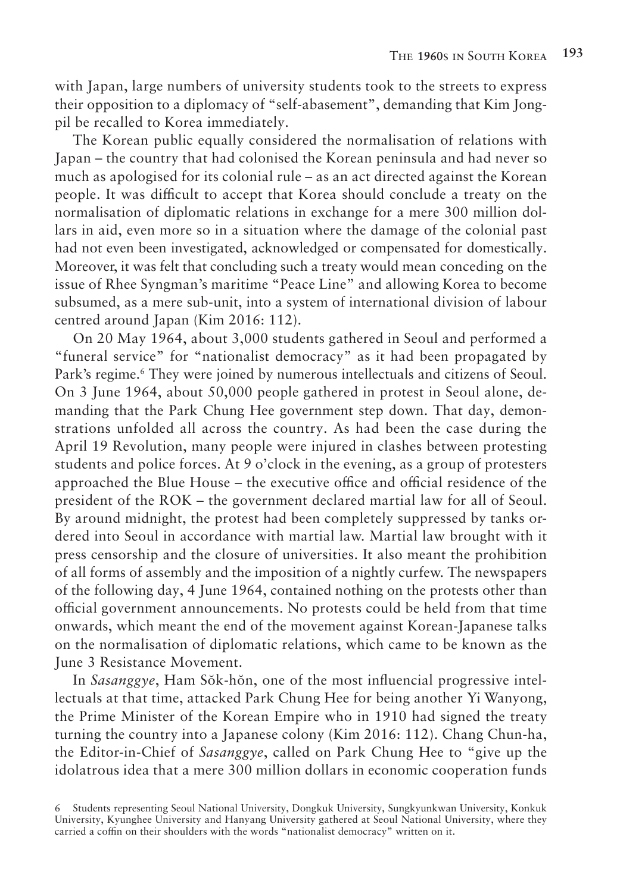with Japan, large numbers of university students took to the streets to express their opposition to a diplomacy of "self-abasement", demanding that Kim Jong-pil be recalled to Korea immediately.

The Korean public equally considered the normalisation of relations with Japan – the country that had colonised the Korean peninsula and had never so much as apologised for its colonial rule – as an act directed against the Korean people. It was difficult to accept that Korea should conclude a treaty on the normalisation of diplomatic relations in exchange for a mere 300 million dollars in aid, even more so in a situation where the damage of the colonial past had not even been investigated, acknowledged or compensated for domestically. Moreover, it was felt that concluding such a treaty would mean conceding on the issue of Rhee Syngman's maritime "Peace Line" and allowing Korea to become subsumed, as a mere sub-unit, into a system of international division of labour centred around Japan (Kim 2016: 112).

On 20 May 1964, about 3,000 students gathered in Seoul and performed a "funeral service" for "nationalist democracy" as it had been propagated by Park's regime.[6] They were joined by numerous intellectuals and citizens of Seoul. On 3 June 1964, about 50,000 people gathered in protest in Seoul alone, demanding that the Park Chung Hee government step down. That day, demonstrations unfolded all across the country. As had been the case during the April 19 Revolution, many people were injured in clashes between protesting students and police forces. At 9 o'clock in the evening, as a group of protesters approached the Blue House – the executive office and official residence of the president of the ROK – the government declared martial law for all of Seoul. By around midnight, the protest had been completely suppressed by tanks ordered into Seoul in accordance with martial law. Martial law brought with it press censorship and the closure of universities. It also meant the prohibition of all forms of assembly and the imposition of a nightly curfew. The newspapers of the following day, 4 June 1964, contained nothing on the protests other than official government announcements. No protests could be held from that time onwards, which meant the end of the movement against Korean-Japanese talks on the normalisation of diplomatic relations, which came to be known as the June 3 Resistance Movement.

In *Sasanggye*, Ham Sŏk-hŏn, one of the most influencial progressive intellectuals at that time, attacked Park Chung Hee for being another Yi Wanyong, the Prime Minister of the Korean Empire who in 1910 had signed the treaty turning the country into a Japanese colony (Kim 2016: 112). Chang Chun-ha, the Editor-in-Chief of *Sasanggye*, called on Park Chung Hee to "give up the idolatrous idea that a mere 300 million dollars in economic cooperation funds

6 Students representing Seoul National University, Dongkuk University, Sungkyunkwan University, Konkuk University, Kyunghee University and Hanyang University gathered at Seoul National University, where they carried a coffin on their shoulders with the words "nationalist democracy" written on it.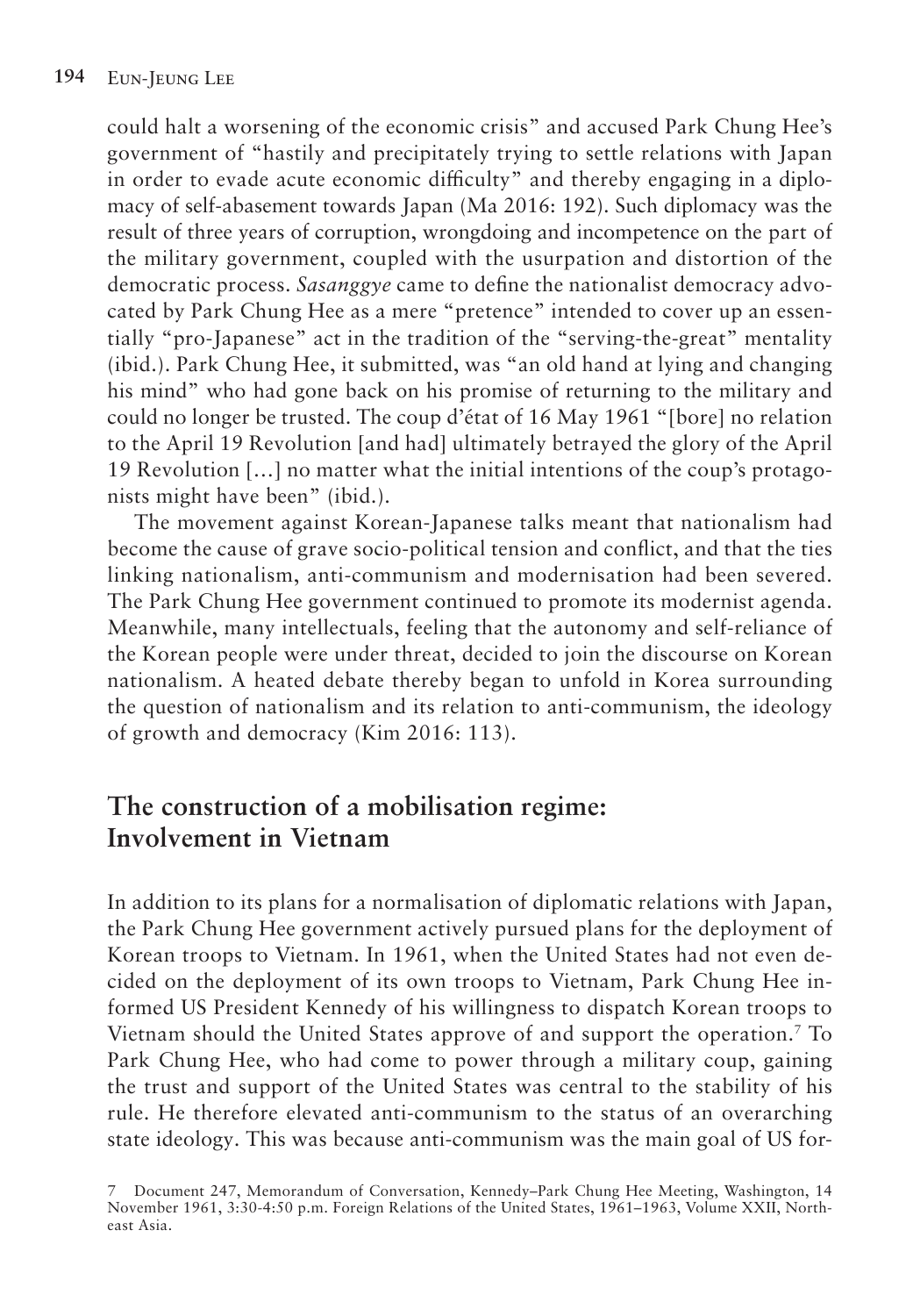could halt a worsening of the economic crisis" and accused Park Chung Hee's government of "hastily and precipitately trying to settle relations with Japan in order to evade acute economic difficulty" and thereby engaging in a diplomacy of self-abasement towards Japan (Ma 2016: 192). Such diplomacy was the result of three years of corruption, wrongdoing and incompetence on the part of the military government, coupled with the usurpation and distortion of the democratic process. *Sasanggye* came to define the nationalist democracy advocated by Park Chung Hee as a mere "pretence" intended to cover up an essentially "pro-Japanese" act in the tradition of the "serving-the-great" mentality (ibid.). Park Chung Hee, it submitted, was "an old hand at lying and changing his mind" who had gone back on his promise of returning to the military and could no longer be trusted. The coup d'état of 16 May 1961 "[bore] no relation to the April 19 Revolution [and had] ultimately betrayed the glory of the April 19 Revolution […] no matter what the initial intentions of the coup's protagonists might have been" (ibid.).

The movement against Korean-Japanese talks meant that nationalism had become the cause of grave socio-political tension and conflict, and that the ties linking nationalism, anti-communism and modernisation had been severed. The Park Chung Hee government continued to promote its modernist agenda. Meanwhile, many intellectuals, feeling that the autonomy and self-reliance of the Korean people were under threat, decided to join the discourse on Korean nationalism. A heated debate thereby began to unfold in Korea surrounding the question of nationalism and its relation to anti-communism, the ideology of growth and democracy (Kim 2016: 113).

## The construction of a mobilisation regime: Involvement in Vietnam

In addition to its plans for a normalisation of diplomatic relations with Japan, the Park Chung Hee government actively pursued plans for the deployment of Korean troops to Vietnam. In 1961, when the United States had not even decided on the deployment of its own troops to Vietnam, Park Chung Hee informed US President Kennedy of his willingness to dispatch Korean troops to Vietnam should the United States approve of and support the operation.[7] To Park Chung Hee, who had come to power through a military coup, gaining the trust and support of the United States was central to the stability of his rule. He therefore elevated anti-communism to the status of an overarching state ideology. This was because anti-communism was the main goal of US for-

7 Document 247, Memorandum of Conversation, Kennedy–Park Chung Hee Meeting, Washington, 14 November 1961, 3:30-4:50 p.m. Foreign Relations of the United States, 1961–1963, Volume XXII, Northeast Asia.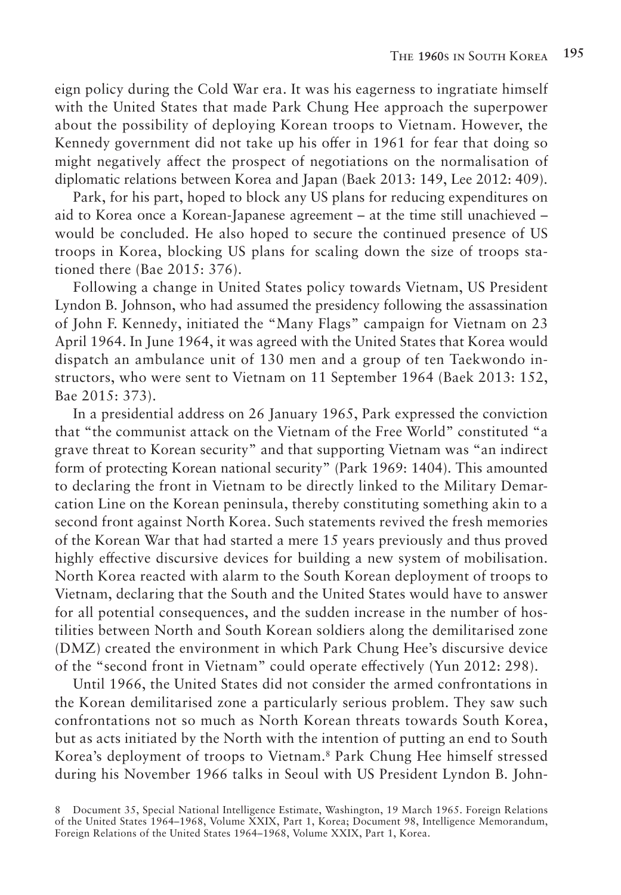eign policy during the Cold War era. It was his eagerness to ingratiate himself with the United States that made Park Chung Hee approach the superpower about the possibility of deploying Korean troops to Vietnam. However, the Kennedy government did not take up his offer in 1961 for fear that doing so might negatively affect the prospect of negotiations on the normalisation of diplomatic relations between Korea and Japan (Baek 2013: 149, Lee 2012: 409).

Park, for his part, hoped to block any US plans for reducing expenditures on aid to Korea once a Korean-Japanese agreement – at the time still unachieved – would be concluded. He also hoped to secure the continued presence of US troops in Korea, blocking US plans for scaling down the size of troops stationed there (Bae 2015: 376).

Following a change in United States policy towards Vietnam, US President Lyndon B. Johnson, who had assumed the presidency following the assassination of John F. Kennedy, initiated the "Many Flags" campaign for Vietnam on 23 April 1964. In June 1964, it was agreed with the United States that Korea would dispatch an ambulance unit of 130 men and a group of ten Taekwondo instructors, who were sent to Vietnam on 11 September 1964 (Baek 2013: 152, Bae 2015: 373).

In a presidential address on 26 January 1965, Park expressed the conviction that "the communist attack on the Vietnam of the Free World" constituted "a grave threat to Korean security" and that supporting Vietnam was "an indirect form of protecting Korean national security" (Park 1969: 1404). This amounted to declaring the front in Vietnam to be directly linked to the Military Demarcation Line on the Korean peninsula, thereby constituting something akin to a second front against North Korea. Such statements revived the fresh memories of the Korean War that had started a mere 15 years previously and thus proved highly effective discursive devices for building a new system of mobilisation. North Korea reacted with alarm to the South Korean deployment of troops to Vietnam, declaring that the South and the United States would have to answer for all potential consequences, and the sudden increase in the number of hostilities between North and South Korean soldiers along the demilitarised zone (DMZ) created the environment in which Park Chung Hee's discursive device of the "second front in Vietnam" could operate effectively (Yun 2012: 298).

Until 1966, the United States did not consider the armed confrontations in the Korean demilitarised zone a particularly serious problem. They saw such confrontations not so much as North Korean threats towards South Korea, but as acts initiated by the North with the intention of putting an end to South Korea's deployment of troops to Vietnam.[8] Park Chung Hee himself stressed during his November 1966 talks in Seoul with US President Lyndon B. John-

8 Document 35, Special National Intelligence Estimate, Washington, 19 March 1965. Foreign Relations of the United States 1964–1968, Volume XXIX, Part 1, Korea; Document 98, Intelligence Memorandum, Foreign Relations of the United States 1964–1968, Volume XXIX, Part 1, Korea.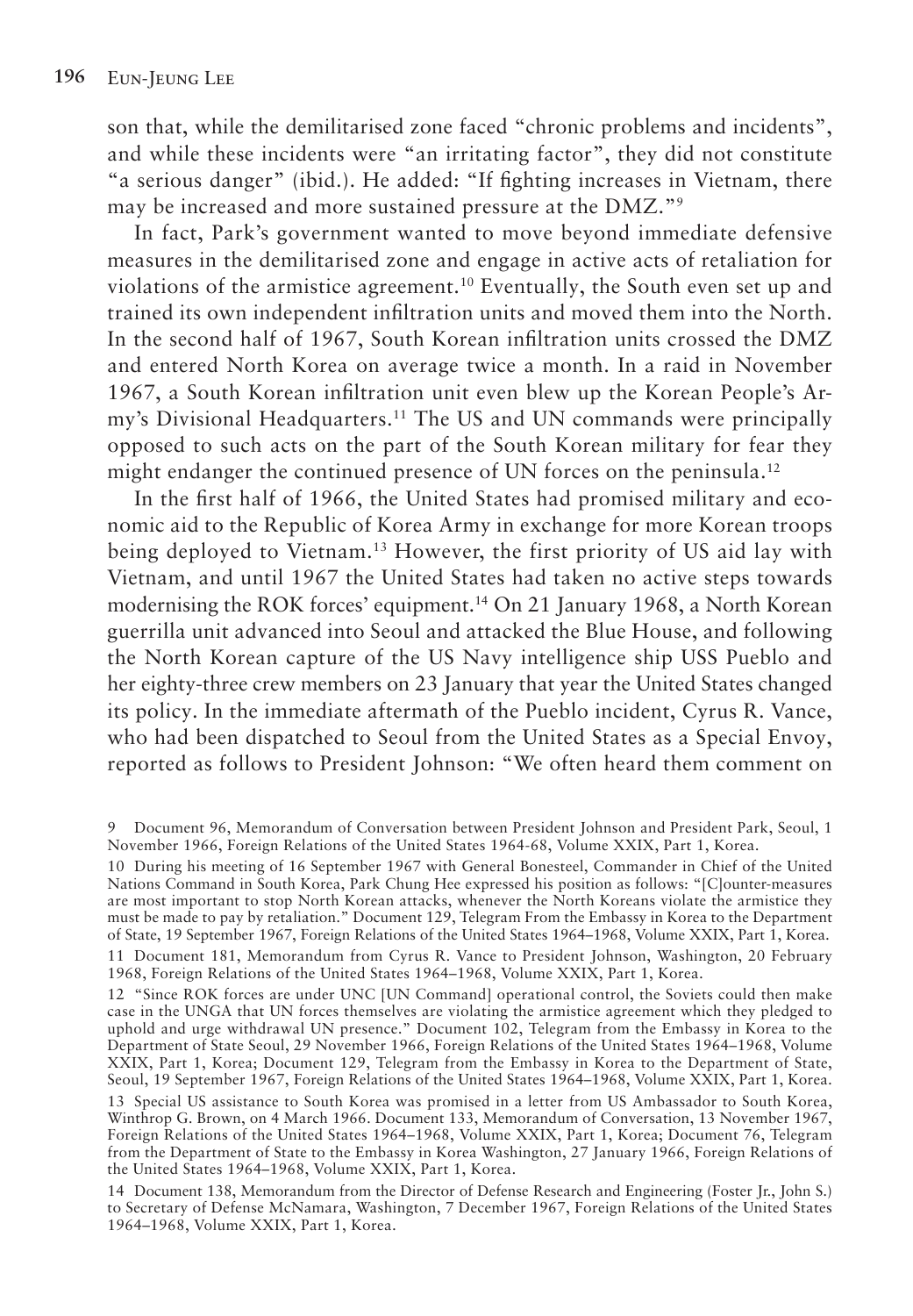son that, while the demilitarised zone faced "chronic problems and incidents", and while these incidents were "an irritating factor", they did not constitute "a serious danger" (ibid.). He added: "If fighting increases in Vietnam, there may be increased and more sustained pressure at the DMZ."[9]

In fact, Park's government wanted to move beyond immediate defensive measures in the demilitarised zone and engage in active acts of retaliation for violations of the armistice agreement.[10] Eventually, the South even set up and trained its own independent infiltration units and moved them into the North. In the second half of 1967, South Korean infiltration units crossed the DMZ and entered North Korea on average twice a month. In a raid in November 1967, a South Korean infiltration unit even blew up the Korean People's Army's Divisional Headquarters.[11] The US and UN commands were principally opposed to such acts on the part of the South Korean military for fear they might endanger the continued presence of UN forces on the peninsula.[12]

In the first half of 1966, the United States had promised military and economic aid to the Republic of Korea Army in exchange for more Korean troops being deployed to Vietnam.[13] However, the first priority of US aid lay with Vietnam, and until 1967 the United States had taken no active steps towards modernising the ROK forces' equipment.[14] On 21 January 1968, a North Korean guerrilla unit advanced into Seoul and attacked the Blue House, and following the North Korean capture of the US Navy intelligence ship USS Pueblo and her eighty-three crew members on 23 January that year the United States changed its policy. In the immediate aftermath of the Pueblo incident, Cyrus R. Vance, who had been dispatched to Seoul from the United States as a Special Envoy, reported as follows to President Johnson: "We often heard them comment on

9 Document 96, Memorandum of Conversation between President Johnson and President Park, Seoul, 1 November 1966, Foreign Relations of the United States 1964-68, Volume XXIX, Part 1, Korea.

10 During his meeting of 16 September 1967 with General Bonesteel, Commander in Chief of the United Nations Command in South Korea, Park Chung Hee expressed his position as follows: "[C]ounter-measures are most important to stop North Korean attacks, whenever the North Koreans violate the armistice they must be made to pay by retaliation." Document 129, Telegram From the Embassy in Korea to the Department of State, 19 September 1967, Foreign Relations of the United States 1964–1968, Volume XXIX, Part 1, Korea.

11 Document 181, Memorandum from Cyrus R. Vance to President Johnson, Washington, 20 February 1968, Foreign Relations of the United States 1964–1968, Volume XXIX, Part 1, Korea.

12 "Since ROK forces are under UNC [UN Command] operational control, the Soviets could then make case in the UNGA that UN forces themselves are violating the armistice agreement which they pledged to uphold and urge withdrawal UN presence." Document 102, Telegram from the Embassy in Korea to the Department of State Seoul, 29 November 1966, Foreign Relations of the United States 1964–1968, Volume XXIX, Part 1, Korea; Document 129, Telegram from the Embassy in Korea to the Department of State, Seoul, 19 September 1967, Foreign Relations of the United States 1964–1968, Volume XXIX, Part 1, Korea.

13 Special US assistance to South Korea was promised in a letter from US Ambassador to South Korea, Winthrop G. Brown, on 4 March 1966. Document 133, Memorandum of Conversation, 13 November 1967, Foreign Relations of the United States 1964–1968, Volume XXIX, Part 1, Korea; Document 76, Telegram from the Department of State to the Embassy in Korea Washington, 27 January 1966, Foreign Relations of the United States 1964–1968, Volume XXIX, Part 1, Korea.

14 Document 138, Memorandum from the Director of Defense Research and Engineering (Foster Jr., John S.) to Secretary of Defense McNamara, Washington, 7 December 1967, Foreign Relations of the United States 1964–1968, Volume XXIX, Part 1, Korea.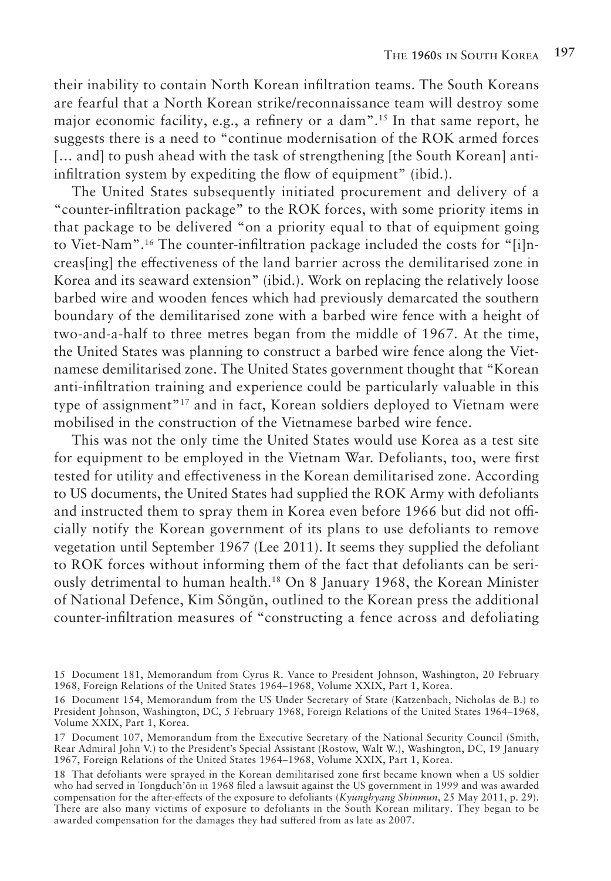their inability to contain North Korean infiltration teams. The South Koreans are fearful that a North Korean strike/reconnaissance team will destroy some major economic facility, e.g., a refinery or a dam".[15] In that same report, he suggests there is a need to "continue modernisation of the ROK armed forces [… and] to push ahead with the task of strengthening [the South Korean] anti-infiltration system by expediting the flow of equipment" (ibid.).

The United States subsequently initiated procurement and delivery of a "counter-infiltration package" to the ROK forces, with some priority items in that package to be delivered "on a priority equal to that of equipment going to Viet-Nam".[16] The counter-infiltration package included the costs for "[i]ncreas[ing] the effectiveness of the land barrier across the demilitarised zone in Korea and its seaward extension" (ibid.). Work on replacing the relatively loose barbed wire and wooden fences which had previously demarcated the southern boundary of the demilitarised zone with a barbed wire fence with a height of two-and-a-half to three metres began from the middle of 1967. At the time, the United States was planning to construct a barbed wire fence along the Vietnamese demilitarised zone. The United States government thought that "Korean anti-infiltration training and experience could be particularly valuable in this type of assignment"[17] and in fact, Korean soldiers deployed to Vietnam were mobilised in the construction of the Vietnamese barbed wire fence.

This was not the only time the United States would use Korea as a test site for equipment to be employed in the Vietnam War. Defoliants, too, were first tested for utility and effectiveness in the Korean demilitarised zone. According to US documents, the United States had supplied the ROK Army with defoliants and instructed them to spray them in Korea even before 1966 but did not officially notify the Korean government of its plans to use defoliants to remove vegetation until September 1967 (Lee 2011). It seems they supplied the defoliant to ROK forces without informing them of the fact that defoliants can be seriously detrimental to human health.[18] On 8 January 1968, the Korean Minister of National Defence, Kim Sŏngŭn, outlined to the Korean press the additional counter-infiltration measures of "constructing a fence across and defoliating

---

15 Document 181, Memorandum from Cyrus R. Vance to President Johnson, Washington, 20 February 1968, Foreign Relations of the United States 1964–1968, Volume XXIX, Part 1, Korea.

16 Document 154, Memorandum from the US Under Secretary of State (Katzenbach, Nicholas de B.) to President Johnson, Washington, DC, 5 February 1968, Foreign Relations of the United States 1964–1968, Volume XXIX, Part 1, Korea.

17 Document 107, Memorandum from the Executive Secretary of the National Security Council (Smith, Rear Admiral John V.) to the President's Special Assistant (Rostow, Walt W.), Washington, DC, 19 January 1967, Foreign Relations of the United States 1964–1968, Volume XXIX, Part 1, Korea.

18 That defoliants were sprayed in the Korean demilitarised zone first became known when a US soldier who had served in Tongduch'ŏn in 1968 filed a lawsuit against the US government in 1999 and was awarded compensation for the after-effects of the exposure to defoliants (*Kyunghyang Shinmun*, 25 May 2011, p. 29). There are also many victims of exposure to defoliants in the South Korean military. They began to be awarded compensation for the damages they had suffered from as late as 2007.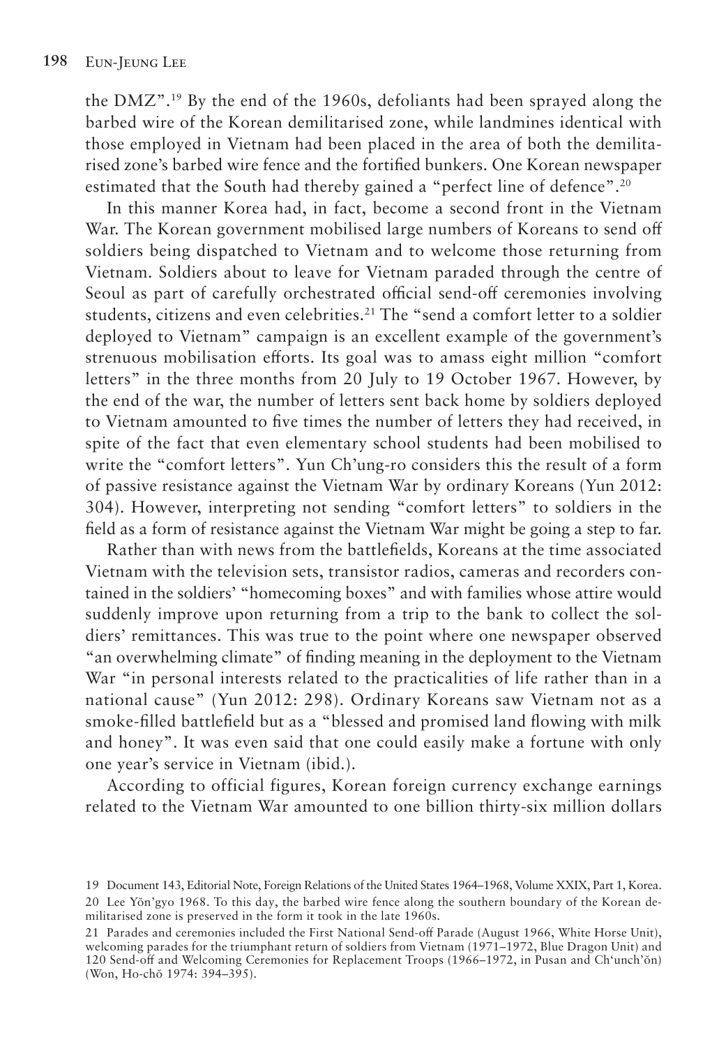the DMZ".[19] By the end of the 1960s, defoliants had been sprayed along the barbed wire of the Korean demilitarised zone, while landmines identical with those employed in Vietnam had been placed in the area of both the demilitarised zone's barbed wire fence and the fortified bunkers. One Korean newspaper estimated that the South had thereby gained a "perfect line of defence".[20]

In this manner Korea had, in fact, become a second front in the Vietnam War. The Korean government mobilised large numbers of Koreans to send off soldiers being dispatched to Vietnam and to welcome those returning from Vietnam. Soldiers about to leave for Vietnam paraded through the centre of Seoul as part of carefully orchestrated official send-off ceremonies involving students, citizens and even celebrities.[21] The "send a comfort letter to a soldier deployed to Vietnam" campaign is an excellent example of the government's strenuous mobilisation efforts. Its goal was to amass eight million "comfort letters" in the three months from 20 July to 19 October 1967. However, by the end of the war, the number of letters sent back home by soldiers deployed to Vietnam amounted to five times the number of letters they had received, in spite of the fact that even elementary school students had been mobilised to write the "comfort letters". Yun Ch'ung-ro considers this the result of a form of passive resistance against the Vietnam War by ordinary Koreans (Yun 2012: 304). However, interpreting not sending "comfort letters" to soldiers in the field as a form of resistance against the Vietnam War might be going a step to far.

Rather than with news from the battlefields, Koreans at the time associated Vietnam with the television sets, transistor radios, cameras and recorders contained in the soldiers' "homecoming boxes" and with families whose attire would suddenly improve upon returning from a trip to the bank to collect the soldiers' remittances. This was true to the point where one newspaper observed "an overwhelming climate" of finding meaning in the deployment to the Vietnam War "in personal interests related to the practicalities of life rather than in a national cause" (Yun 2012: 298). Ordinary Koreans saw Vietnam not as a smoke-filled battlefield but as a "blessed and promised land flowing with milk and honey". It was even said that one could easily make a fortune with only one year's service in Vietnam (ibid.).

According to official figures, Korean foreign currency exchange earnings related to the Vietnam War amounted to one billion thirty-six million dollars

---

19 Document 143, Editorial Note, Foreign Relations of the United States 1964–1968, Volume XXIX, Part 1, Korea.

20 Lee Yŏn'gyo 1968. To this day, the barbed wire fence along the southern boundary of the Korean demilitarised zone is preserved in the form it took in the late 1960s.

21 Parades and ceremonies included the First National Send-off Parade (August 1966, White Horse Unit), welcoming parades for the triumphant return of soldiers from Vietnam (1971–1972, Blue Dragon Unit) and 120 Send-off and Welcoming Ceremonies for Replacement Troops (1966–1972, in Pusan and Ch'unch'ŏn) (Won, Ho-chŏ 1974: 394–395).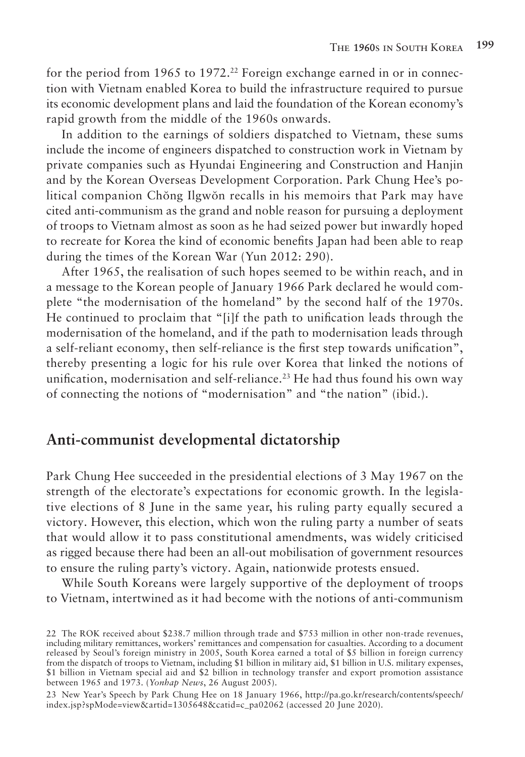for the period from 1965 to 1972.[22] Foreign exchange earned in or in connection with Vietnam enabled Korea to build the infrastructure required to pursue its economic development plans and laid the foundation of the Korean economy's rapid growth from the middle of the 1960s onwards.

In addition to the earnings of soldiers dispatched to Vietnam, these sums include the income of engineers dispatched to construction work in Vietnam by private companies such as Hyundai Engineering and Construction and Hanjin and by the Korean Overseas Development Corporation. Park Chung Hee's political companion Chŏng Ilgwŏn recalls in his memoirs that Park may have cited anti-communism as the grand and noble reason for pursuing a deployment of troops to Vietnam almost as soon as he had seized power but inwardly hoped to recreate for Korea the kind of economic benefits Japan had been able to reap during the times of the Korean War (Yun 2012: 290).

After 1965, the realisation of such hopes seemed to be within reach, and in a message to the Korean people of January 1966 Park declared he would complete "the modernisation of the homeland" by the second half of the 1970s. He continued to proclaim that "[i]f the path to unification leads through the modernisation of the homeland, and if the path to modernisation leads through a self-reliant economy, then self-reliance is the first step towards unification", thereby presenting a logic for his rule over Korea that linked the notions of unification, modernisation and self-reliance.[23] He had thus found his own way of connecting the notions of "modernisation" and "the nation" (ibid.).

## Anti-communist developmental dictatorship

Park Chung Hee succeeded in the presidential elections of 3 May 1967 on the strength of the electorate's expectations for economic growth. In the legislative elections of 8 June in the same year, his ruling party equally secured a victory. However, this election, which won the ruling party a number of seats that would allow it to pass constitutional amendments, was widely criticised as rigged because there had been an all-out mobilisation of government resources to ensure the ruling party's victory. Again, nationwide protests ensued.

While South Koreans were largely supportive of the deployment of troops to Vietnam, intertwined as it had become with the notions of anti-communism

---

22 The ROK received about $238.7 million through trade and $753 million in other non-trade revenues, including military remittances, workers' remittances and compensation for casualties. According to a document released by Seoul's foreign ministry in 2005, South Korea earned a total of $5 billion in foreign currency from the dispatch of troops to Vietnam, including $1 billion in military aid, $1 billion in U.S. military expenses, $1 billion in Vietnam special aid and $2 billion in technology transfer and export promotion assistance between 1965 and 1973. (*Yonhap News*, 26 August 2005).

23 New Year's Speech by Park Chung Hee on 18 January 1966, http://pa.go.kr/research/contents/speech/index.jsp?spMode=view&artid=1305648&catid=c_pa02062 (accessed 20 June 2020).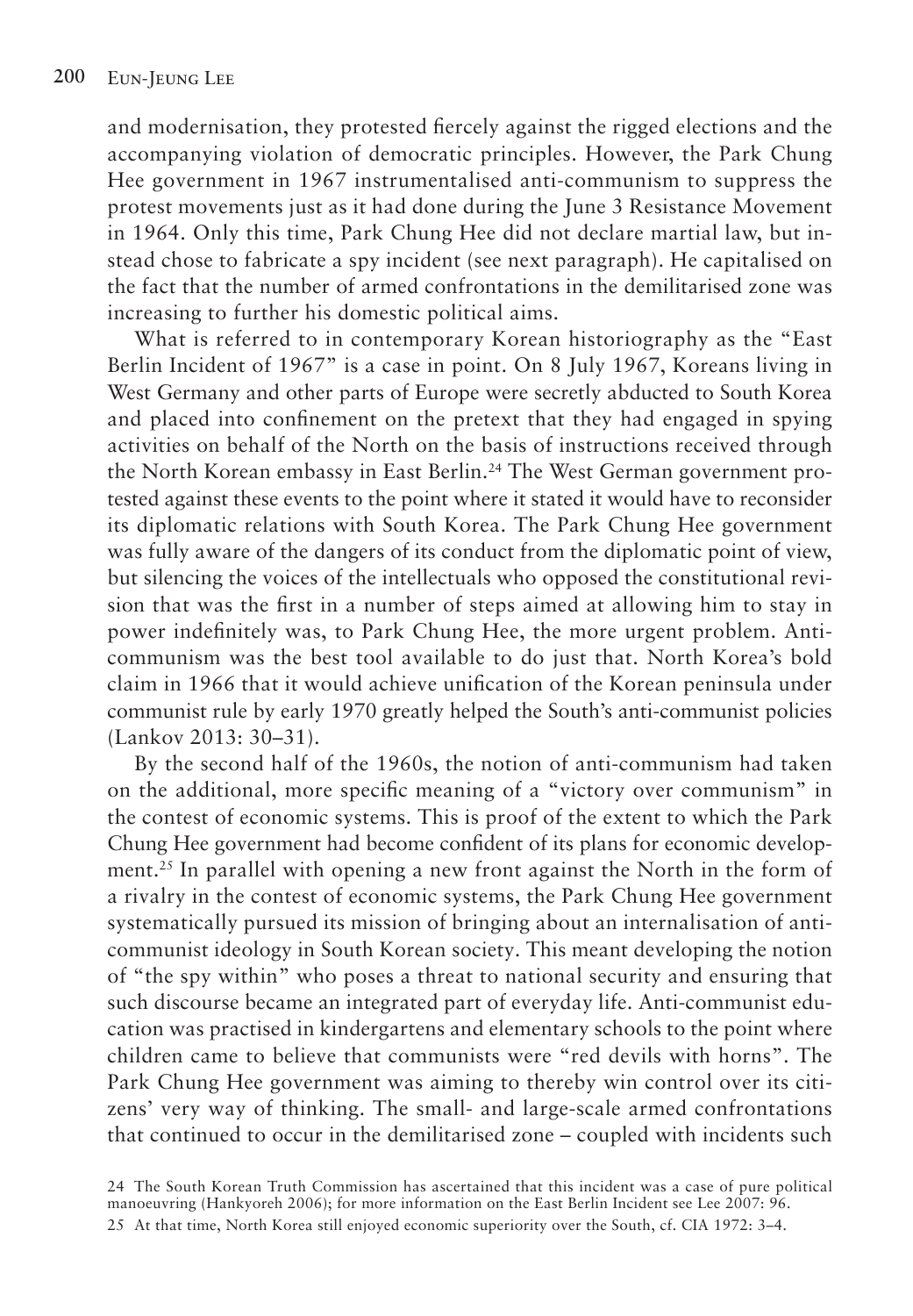and modernisation, they protested fiercely against the rigged elections and the accompanying violation of democratic principles. However, the Park Chung Hee government in 1967 instrumentalised anti-communism to suppress the protest movements just as it had done during the June 3 Resistance Movement in 1964. Only this time, Park Chung Hee did not declare martial law, but instead chose to fabricate a spy incident (see next paragraph). He capitalised on the fact that the number of armed confrontations in the demilitarised zone was increasing to further his domestic political aims.

What is referred to in contemporary Korean historiography as the "East Berlin Incident of 1967" is a case in point. On 8 July 1967, Koreans living in West Germany and other parts of Europe were secretly abducted to South Korea and placed into confinement on the pretext that they had engaged in spying activities on behalf of the North on the basis of instructions received through the North Korean embassy in East Berlin.[24] The West German government protested against these events to the point where it stated it would have to reconsider its diplomatic relations with South Korea. The Park Chung Hee government was fully aware of the dangers of its conduct from the diplomatic point of view, but silencing the voices of the intellectuals who opposed the constitutional revision that was the first in a number of steps aimed at allowing him to stay in power indefinitely was, to Park Chung Hee, the more urgent problem. Anti-communism was the best tool available to do just that. North Korea's bold claim in 1966 that it would achieve unification of the Korean peninsula under communist rule by early 1970 greatly helped the South's anti-communist policies (Lankov 2013: 30–31).

By the second half of the 1960s, the notion of anti-communism had taken on the additional, more specific meaning of a "victory over communism" in the contest of economic systems. This is proof of the extent to which the Park Chung Hee government had become confident of its plans for economic development.[25] In parallel with opening a new front against the North in the form of a rivalry in the contest of economic systems, the Park Chung Hee government systematically pursued its mission of bringing about an internalisation of anti-communist ideology in South Korean society. This meant developing the notion of "the spy within" who poses a threat to national security and ensuring that such discourse became an integrated part of everyday life. Anti-communist education was practised in kindergartens and elementary schools to the point where children came to believe that communists were "red devils with horns". The Park Chung Hee government was aiming to thereby win control over its citizens' very way of thinking. The small- and large-scale armed confrontations that continued to occur in the demilitarised zone – coupled with incidents such

24 The South Korean Truth Commission has ascertained that this incident was a case of pure political manoeuvring (Hankyoreh 2006); for more information on the East Berlin Incident see Lee 2007: 96.

25 At that time, North Korea still enjoyed economic superiority over the South, cf. CIA 1972: 3–4.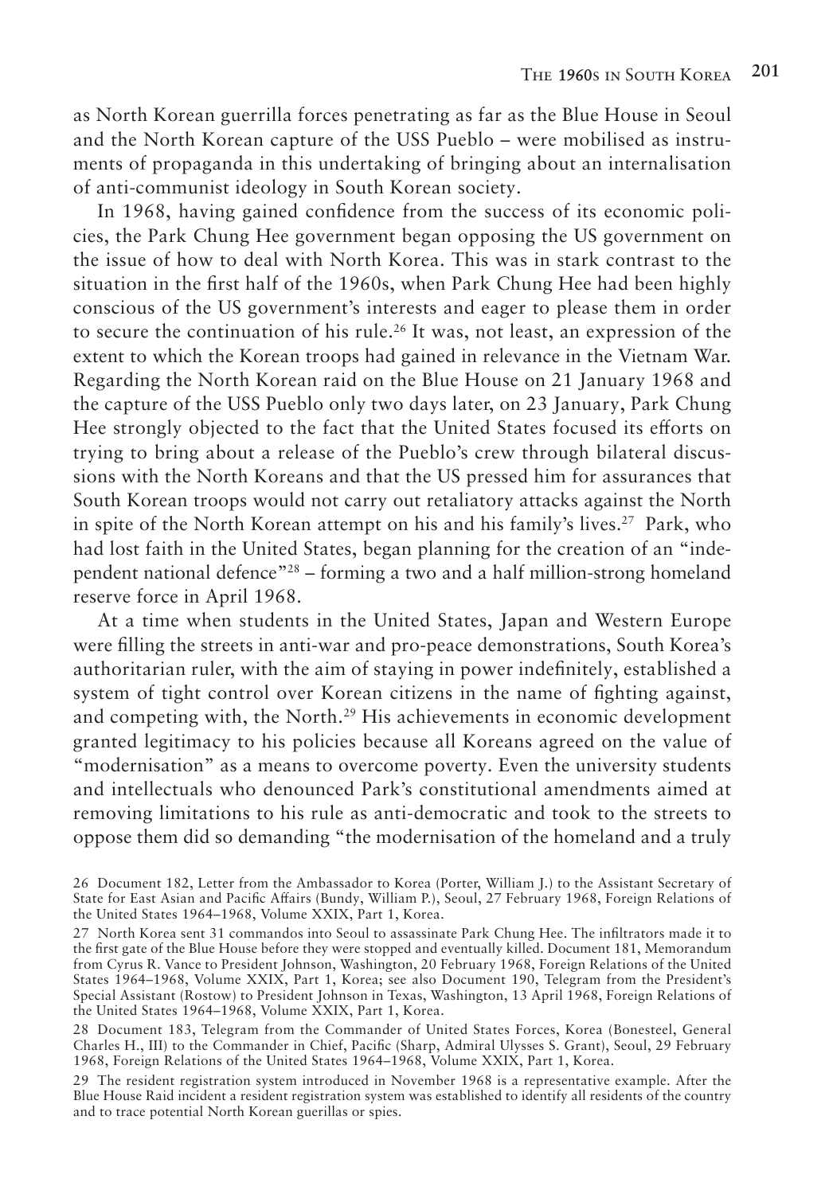as North Korean guerrilla forces penetrating as far as the Blue House in Seoul and the North Korean capture of the USS Pueblo – were mobilised as instruments of propaganda in this undertaking of bringing about an internalisation of anti-communist ideology in South Korean society.

In 1968, having gained confidence from the success of its economic policies, the Park Chung Hee government began opposing the US government on the issue of how to deal with North Korea. This was in stark contrast to the situation in the first half of the 1960s, when Park Chung Hee had been highly conscious of the US government's interests and eager to please them in order to secure the continuation of his rule.[26] It was, not least, an expression of the extent to which the Korean troops had gained in relevance in the Vietnam War. Regarding the North Korean raid on the Blue House on 21 January 1968 and the capture of the USS Pueblo only two days later, on 23 January, Park Chung Hee strongly objected to the fact that the United States focused its efforts on trying to bring about a release of the Pueblo's crew through bilateral discussions with the North Koreans and that the US pressed him for assurances that South Korean troops would not carry out retaliatory attacks against the North in spite of the North Korean attempt on his and his family's lives.[27] Park, who had lost faith in the United States, began planning for the creation of an "independent national defence"[28] – forming a two and a half million-strong homeland reserve force in April 1968.

At a time when students in the United States, Japan and Western Europe were filling the streets in anti-war and pro-peace demonstrations, South Korea's authoritarian ruler, with the aim of staying in power indefinitely, established a system of tight control over Korean citizens in the name of fighting against, and competing with, the North.[29] His achievements in economic development granted legitimacy to his policies because all Koreans agreed on the value of "modernisation" as a means to overcome poverty. Even the university students and intellectuals who denounced Park's constitutional amendments aimed at removing limitations to his rule as anti-democratic and took to the streets to oppose them did so demanding "the modernisation of the homeland and a truly

26 Document 182, Letter from the Ambassador to Korea (Porter, William J.) to the Assistant Secretary of State for East Asian and Pacific Affairs (Bundy, William P.), Seoul, 27 February 1968, Foreign Relations of the United States 1964–1968, Volume XXIX, Part 1, Korea.

27 North Korea sent 31 commandos into Seoul to assassinate Park Chung Hee. The infiltrators made it to the first gate of the Blue House before they were stopped and eventually killed. Document 181, Memorandum from Cyrus R. Vance to President Johnson, Washington, 20 February 1968, Foreign Relations of the United States 1964–1968, Volume XXIX, Part 1, Korea; see also Document 190, Telegram from the President's Special Assistant (Rostow) to President Johnson in Texas, Washington, 13 April 1968, Foreign Relations of the United States 1964–1968, Volume XXIX, Part 1, Korea.

28 Document 183, Telegram from the Commander of United States Forces, Korea (Bonesteel, General Charles H., III) to the Commander in Chief, Pacific (Sharp, Admiral Ulysses S. Grant), Seoul, 29 February 1968, Foreign Relations of the United States 1964–1968, Volume XXIX, Part 1, Korea.

29 The resident registration system introduced in November 1968 is a representative example. After the Blue House Raid incident a resident registration system was established to identify all residents of the country and to trace potential North Korean guerrillas or spies.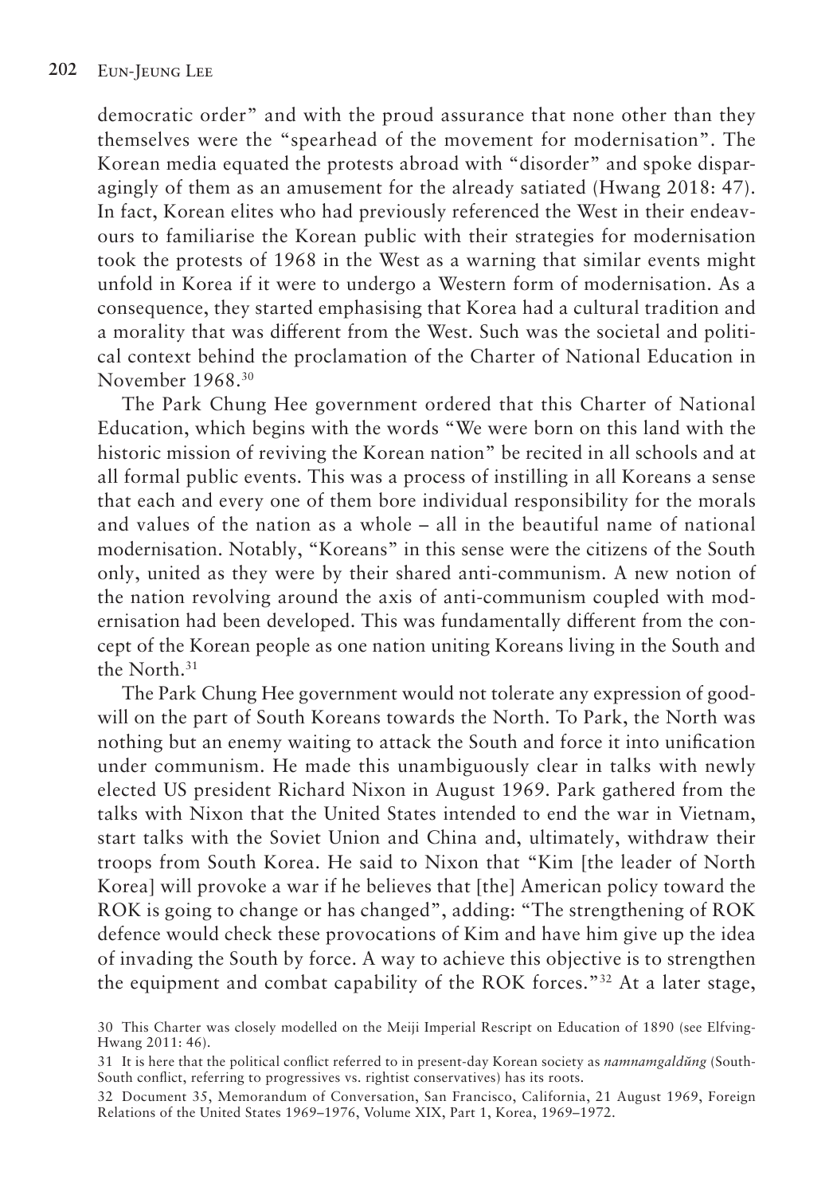democratic order" and with the proud assurance that none other than they themselves were the "spearhead of the movement for modernisation". The Korean media equated the protests abroad with "disorder" and spoke disparagingly of them as an amusement for the already satiated (Hwang 2018: 47). In fact, Korean elites who had previously referenced the West in their endeavours to familiarise the Korean public with their strategies for modernisation took the protests of 1968 in the West as a warning that similar events might unfold in Korea if it were to undergo a Western form of modernisation. As a consequence, they started emphasising that Korea had a cultural tradition and a morality that was different from the West. Such was the societal and political context behind the proclamation of the Charter of National Education in November 1968.[30]

The Park Chung Hee government ordered that this Charter of National Education, which begins with the words "We were born on this land with the historic mission of reviving the Korean nation" be recited in all schools and at all formal public events. This was a process of instilling in all Koreans a sense that each and every one of them bore individual responsibility for the morals and values of the nation as a whole – all in the beautiful name of national modernisation. Notably, "Koreans" in this sense were the citizens of the South only, united as they were by their shared anti-communism. A new notion of the nation revolving around the axis of anti-communism coupled with modernisation had been developed. This was fundamentally different from the concept of the Korean people as one nation uniting Koreans living in the South and the North.[31]

The Park Chung Hee government would not tolerate any expression of goodwill on the part of South Koreans towards the North. To Park, the North was nothing but an enemy waiting to attack the South and force it into unification under communism. He made this unambiguously clear in talks with newly elected US president Richard Nixon in August 1969. Park gathered from the talks with Nixon that the United States intended to end the war in Vietnam, start talks with the Soviet Union and China and, ultimately, withdraw their troops from South Korea. He said to Nixon that "Kim [the leader of North Korea] will provoke a war if he believes that [the] American policy toward the ROK is going to change or has changed", adding: "The strengthening of ROK defence would check these provocations of Kim and have him give up the idea of invading the South by force. A way to achieve this objective is to strengthen the equipment and combat capability of the ROK forces."[32] At a later stage,

30 This Charter was closely modelled on the Meiji Imperial Rescript on Education of 1890 (see Elfving-Hwang 2011: 46).

31 It is here that the political conflict referred to in present-day Korean society as *namnamgaldŭng* (South-South conflict, referring to progressives vs. rightist conservatives) has its roots.

32 Document 35, Memorandum of Conversation, San Francisco, California, 21 August 1969, Foreign Relations of the United States 1969–1976, Volume XIX, Part 1, Korea, 1969–1972.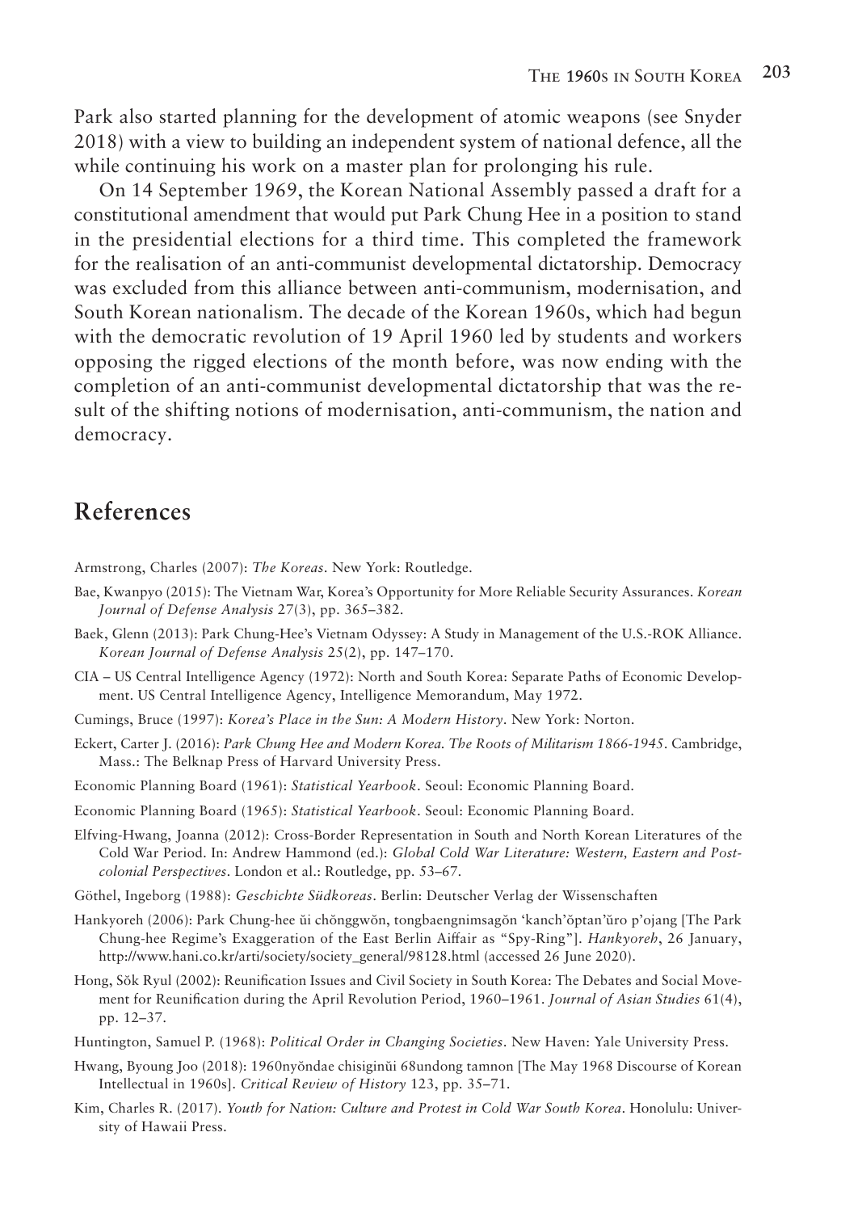Park also started planning for the development of atomic weapons (see Snyder 2018) with a view to building an independent system of national defence, all the while continuing his work on a master plan for prolonging his rule.

On 14 September 1969, the Korean National Assembly passed a draft for a constitutional amendment that would put Park Chung Hee in a position to stand in the presidential elections for a third time. This completed the framework for the realisation of an anti-communist developmental dictatorship. Democracy was excluded from this alliance between anti-communism, modernisation, and South Korean nationalism. The decade of the Korean 1960s, which had begun with the democratic revolution of 19 April 1960 led by students and workers opposing the rigged elections of the month before, was now ending with the completion of an anti-communist developmental dictatorship that was the result of the shifting notions of modernisation, anti-communism, the nation and democracy.

## References

Armstrong, Charles (2007): *The Koreas*. New York: Routledge.

Bae, Kwanpyo (2015): The Vietnam War, Korea's Opportunity for More Reliable Security Assurances. *Korean Journal of Defense Analysis* 27(3), pp. 365–382.

Baek, Glenn (2013): Park Chung-Hee's Vietnam Odyssey: A Study in Management of the U.S.-ROK Alliance. *Korean Journal of Defense Analysis* 25(2), pp. 147–170.

CIA – US Central Intelligence Agency (1972): North and South Korea: Separate Paths of Economic Development. US Central Intelligence Agency, Intelligence Memorandum, May 1972.

Cumings, Bruce (1997): *Korea's Place in the Sun: A Modern History*. New York: Norton.

Eckert, Carter J. (2016): *Park Chung Hee and Modern Korea. The Roots of Militarism 1866-1945*. Cambridge, Mass.: The Belknap Press of Harvard University Press.

Economic Planning Board (1961): *Statistical Yearbook*. Seoul: Economic Planning Board.

Economic Planning Board (1965): *Statistical Yearbook*. Seoul: Economic Planning Board.

Elfving-Hwang, Joanna (2012): Cross-Border Representation in South and North Korean Literatures of the Cold War Period. In: Andrew Hammond (ed.): *Global Cold War Literature: Western, Eastern and Postcolonial Perspectives*. London et al.: Routledge, pp. 53–67.

Göthel, Ingeborg (1988): *Geschichte Südkoreas*. Berlin: Deutscher Verlag der Wissenschaften

Hankyoreh (2006): Park Chung-hee ŭi chŏnggwŏn, tongbaengnimsagŏn 'kanch'ŏptan'ŭro p'ojang [The Park Chung-hee Regime's Exaggeration of the East Berlin Aiffair as "Spy-Ring"]. *Hankyoreh*, 26 January, http://www.hani.co.kr/arti/society/society_general/98128.html (accessed 26 June 2020).

Hong, Sŏk Ryul (2002): Reunification Issues and Civil Society in South Korea: The Debates and Social Movement for Reunification during the April Revolution Period, 1960–1961. *Journal of Asian Studies* 61(4), pp. 12–37.

Huntington, Samuel P. (1968): *Political Order in Changing Societies*. New Haven: Yale University Press.

Hwang, Byoung Joo (2018): 1960nyŏndae chisiginŭi 68undong tamnon [The May 1968 Discourse of Korean Intellectual in 1960s]. *Critical Review of History* 123, pp. 35–71.

Kim, Charles R. (2017). *Youth for Nation: Culture and Protest in Cold War South Korea*. Honolulu: University of Hawaii Press.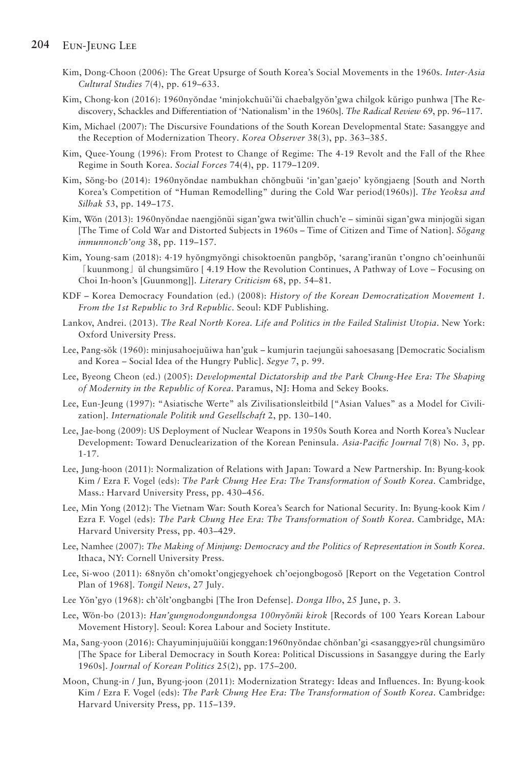Kim, Dong-Choon (2006): The Great Upsurge of South Korea's Social Movements in the 1960s. *Inter-Asia Cultural Studies* 7(4), pp. 619–633.

Kim, Chong-kon (2016): 1960nyŏndae 'minjokchuŭi'ŭi chaebalgyŏn'gwa chilgok kŭrigo punhwa [The Rediscovery, Schackles and Differentiation of 'Nationalism' in the 1960s]. *The Radical Review* 69, pp. 96–117.

Kim, Michael (2007): The Discursive Foundations of the South Korean Developmental State: Sasanggye and the Reception of Modernization Theory. *Korea Observer* 38(3), pp. 363–385.

Kim, Quee-Young (1996): From Protest to Change of Regime: The 4-19 Revolt and the Fall of the Rhee Regime in South Korea. *Social Forces* 74(4), pp. 1179–1209.

Kim, Sŏng-bo (2014): 1960nyŏndae nambukhan chŏngbuŭi 'in'gan'gaejo' kyŏngjaeng [South and North Korea's Competition of "Human Remodelling" during the Cold War period(1960s)]. *The Yeoksa and Silhak* 53, pp. 149–175.

Kim, Wŏn (2013): 1960nyŏndae naengjŏnŭi sigan'gwa twit'ŭllin chuch'e – siminŭi sigan'gwa minjogŭi sigan [The Time of Cold War and Distorted Subjects in 1960s – Time of Citizen and Time of Nation]. *Sŏgang inmunnonch'ong* 38, pp. 119–157.

Kim, Young-sam (2018): 4·19 hyŏngmyŏngi chisoktoenŭn pangbŏp, 'sarang'iranŭn t'ongno ch'oeinhunŭi 「kuunmong」 ŭl chungsimŭro [ 4.19 How the Revolution Continues, A Pathway of Love – Focusing on Choi In-hoon's [Guunmong]]. *Literary Criticism* 68, pp. 54–81.

KDF – Korea Democracy Foundation (ed.) (2008): *History of the Korean Democratization Movement 1. From the 1st Republic to 3rd Republic*. Seoul: KDF Publishing.

Lankov, Andrei. (2013). *The Real North Korea. Life and Politics in the Failed Stalinist Utopia*. New York: Oxford University Press.

Lee, Pang-sŏk (1960): minjusahoejuŭiwa han'guk – kumjurin taejungŭi sahoesasang [Democratic Socialism and Korea – Social Idea of the Hungry Public]. *Segye* 7, p. 99.

Lee, Byeong Cheon (ed.) (2005): *Developmental Dictatorship and the Park Chung-Hee Era: The Shaping of Modernity in the Republic of Korea*. Paramus, NJ: Homa and Sekey Books.

Lee, Eun-Jeung (1997): "Asiatische Werte" als Zivilisationsleitbild ["Asian Values" as a Model for Civilization]. *Internationale Politik und Gesellschaft* 2, pp. 130–140.

Lee, Jae-bong (2009): US Deployment of Nuclear Weapons in 1950s South Korea and North Korea's Nuclear Development: Toward Denuclearization of the Korean Peninsula. *Asia-Pacific Journal* 7(8) No. 3, pp. 1-17.

Lee, Jung-hoon (2011): Normalization of Relations with Japan: Toward a New Partnership. In: Byung-kook Kim / Ezra F. Vogel (eds): *The Park Chung Hee Era: The Transformation of South Korea*. Cambridge, Mass.: Harvard University Press, pp. 430–456.

Lee, Min Yong (2012): The Vietnam War: South Korea's Search for National Security. In: Byung-kook Kim / Ezra F. Vogel (eds): *The Park Chung Hee Era: The Transformation of South Korea*. Cambridge, MA: Harvard University Press, pp. 403–429.

Lee, Namhee (2007): *The Making of Minjung: Democracy and the Politics of Representation in South Korea*. Ithaca, NY: Cornell University Press.

Lee, Si-woo (2011): 68nyŏn ch'omokt'ongjegyehoek ch'oejongbogosŏ [Report on the Vegetation Control Plan of 1968]. *Tongil News*, 27 July.

Lee Yŏn'gyo (1968): ch'ŏlt'ongbangbi [The Iron Defense]. *Donga Ilbo*, 25 June, p. 3.

Lee, Wŏn-bo (2013): *Han'gungnodongundongsa 100nyŏnŭi kirok* [Records of 100 Years Korean Labour Movement History]. Seoul: Korea Labour and Society Institute.

Ma, Sang-yoon (2016): Chayuminjujuŭiŭi konggan:1960nyŏndae chŏnban'gi <sasanggye>rŭl chungsimŭro [The Space for Liberal Democracy in South Korea: Political Discussions in Sasanggye during the Early 1960s]. *Journal of Korean Politics* 25(2), pp. 175–200.

Moon, Chung-in / Jun, Byung-joon (2011): Modernization Strategy: Ideas and Influences. In: Byung-kook Kim / Ezra F. Vogel (eds): *The Park Chung Hee Era: The Transformation of South Korea*. Cambridge: Harvard University Press, pp. 115–139.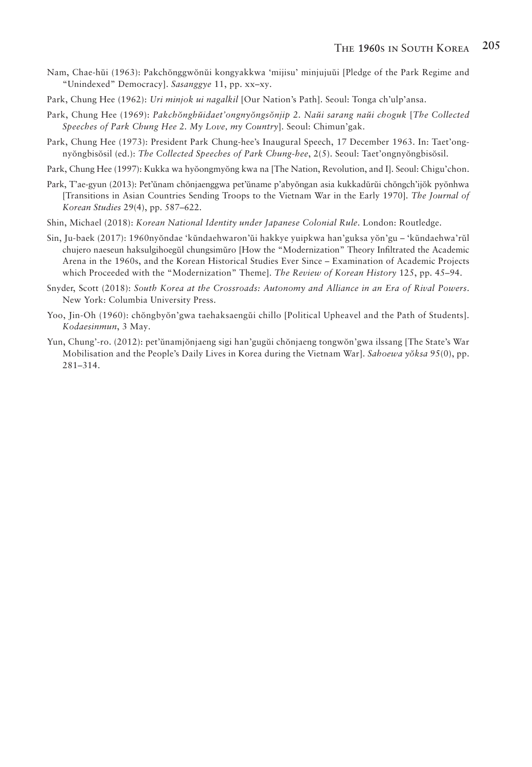Nam, Chae-hŭi (1963): Pakchŏnggwŏnŭi kongyakkwa 'mijisu' minjujuŭi [Pledge of the Park Regime and "Unindexed" Democracy]. *Sasanggye* 11, pp. xx–xy.

Park, Chung Hee (1962): *Uri minjok ui nagalkil* [Our Nation's Path]. Seoul: Tonga ch'ulp'ansa.

Park, Chung Hee (1969): *Pakchŏnghŭidaet'ongnyŏngsŏnjip 2. Naŭi sarang naŭi choguk* [*The Collected Speeches of Park Chung Hee 2. My Love, my Country*]. Seoul: Chimun'gak.

Park, Chung Hee (1973): President Park Chung-hee's Inaugural Speech, 17 December 1963. In: Taet'ongnyŏngbisŏsil (ed.): *The Collected Speeches of Park Chung-hee*, 2(5). Seoul: Taet'ongnyŏngbisŏsil.

Park, Chung Hee (1997): Kukka wa hyŏongmyŏng kwa na [The Nation, Revolution, and I]. Seoul: Chigu'chon.

Park, T'ae-gyun (2013): Pet'ŭnam chŏnjaenggwa pet'ŭname p'abyŏngan asia kukkadŭrŭi chŏngch'ijŏk pyŏnhwa [Transitions in Asian Countries Sending Troops to the Vietnam War in the Early 1970]. *The Journal of Korean Studies* 29(4), pp. 587–622.

Shin, Michael (2018): *Korean National Identity under Japanese Colonial Rule*. London: Routledge.

Sin, Ju-baek (2017): 1960nyŏndae 'kŭndaehwaron'ŭi hakkye yuipkwa han'guksa yŏn'gu – 'kŭndaehwa'rŭl chujero naeseun haksulgihoegŭl chungsimŭro [How the "Modernization" Theory Infiltrated the Academic Arena in the 1960s, and the Korean Historical Studies Ever Since – Examination of Academic Projects which Proceeded with the "Modernization" Theme]. *The Review of Korean History* 125, pp. 45–94.

Snyder, Scott (2018): *South Korea at the Crossroads: Autonomy and Alliance in an Era of Rival Powers*. New York: Columbia University Press.

Yoo, Jin-Oh (1960): chŏngbyŏn'gwa taehaksaengŭi chillo [Political Upheavel and the Path of Students]. *Kodaesinmun*, 3 May.

Yun, Chung'-ro. (2012): pet'ŭnamjŏnjaeng sigi han'gugŭi chŏnjaeng tongwŏn'gwa ilssang [The State's War Mobilisation and the People's Daily Lives in Korea during the Vietnam War]. *Sahoewa yŏksa* 95(0), pp. 281–314.